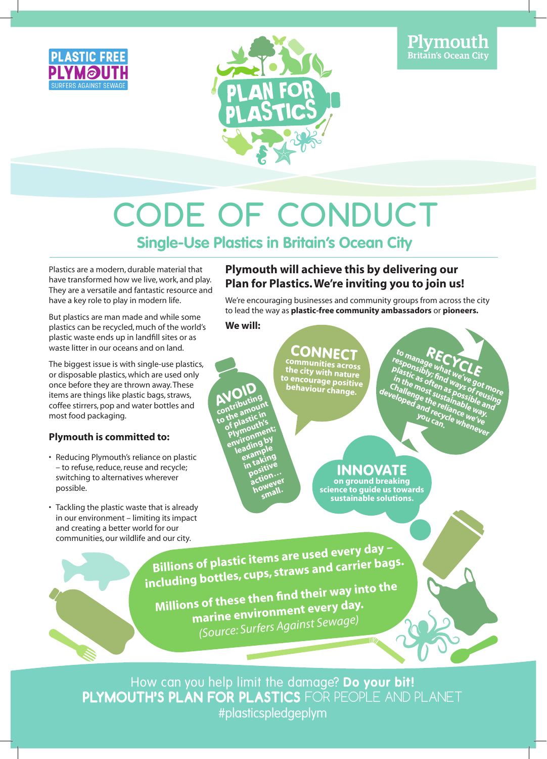PLASTIC FREE PLYMOUTH
SURFERS AGAINST SEWAGE

PLAN FOR PLASTICS

Plymouth
Britain's Ocean City

# CODE OF CONDUCT

## Single-Use Plastics in Britain's Ocean City

Plastics are a modern, durable material that have transformed how we live, work, and play. They are a versatile and fantastic resource and have a key role to play in modern life.

But plastics are man made and while some plastics can be recycled, much of the world's plastic waste ends up in landfill sites or as waste litter in our oceans and on land.

The biggest issue is with single-use plastics, or disposable plastics, which are used only once before they are thrown away. These items are things like plastic bags, straws, coffee stirrers, pop and water bottles and most food packaging.

### Plymouth is committed to:

- Reducing Plymouth's reliance on plastic – to refuse, reduce, reuse and recycle; switching to alternatives wherever possible.
- Tackling the plastic waste that is already in our environment – limiting its impact and creating a better world for our communities, our wildlife and our city.

### Plymouth will achieve this by delivering our Plan for Plastics. We're inviting you to join us!

We're encouraging businesses and community groups from across the city to lead the way as **plastic-free community ambassadors** or **pioneers.**

**We will:**

**AVOID** contributing to the amount of plastic in Plymouth's environment; leading by example in taking positive action… however small.

**CONNECT** communities across the city with nature to encourage positive behaviour change.

**RECYCLE** to manage what we've got more responsibly; find ways of reusing plastic as often as possible and in the most sustainable way. Challenge the reliance we've developed and recycle whenever you can.

**INNOVATE** on ground breaking science to guide us towards sustainable solutions.

**Billions of plastic items are used every day – including bottles, cups, straws and carrier bags.**

**Millions of these then find their way into the marine environment every day.**

*(Source: Surfers Against Sewage)*

How can you help limit the damage? **Do your bit!**
**PLYMOUTH'S PLAN FOR PLASTICS** FOR PEOPLE AND PLANET
#plasticspledgeplym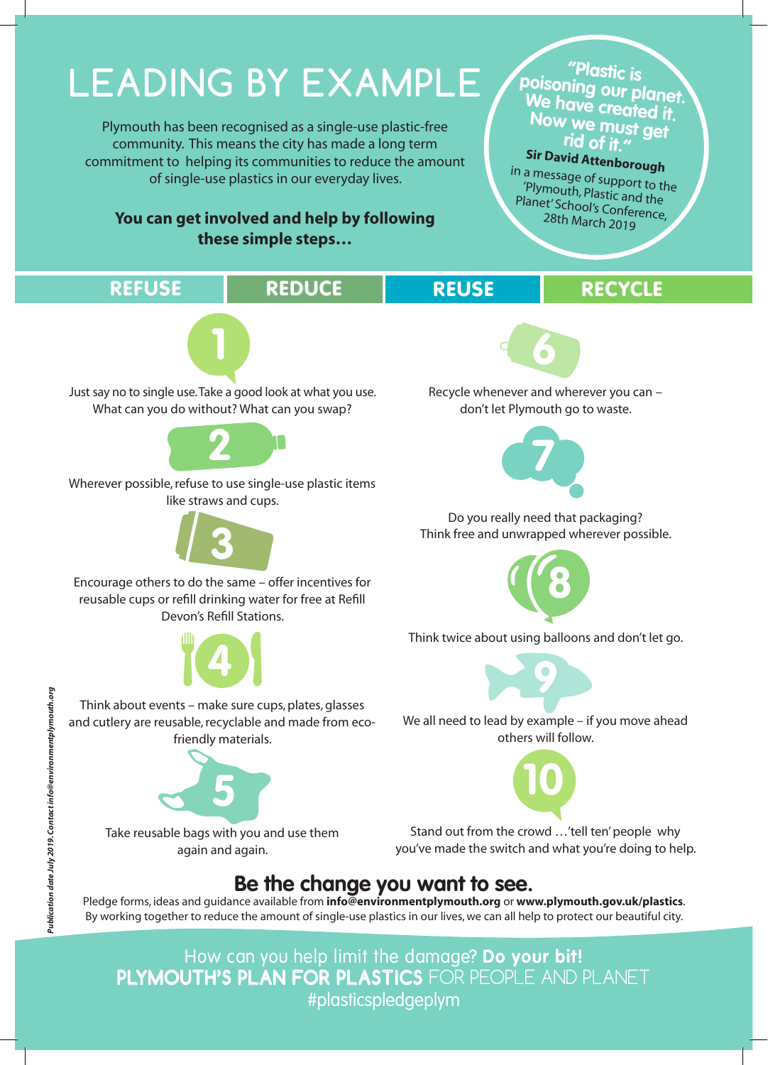# LEADING BY EXAMPLE

Plymouth has been recognised as a single-use plastic-free community. This means the city has made a long term commitment to helping its communities to reduce the amount of single-use plastics in our everyday lives.

**You can get involved and help by following these simple steps…**

> "Plastic is poisoning our planet. We have created it. Now we must get rid of it."
>
> **Sir David Attenborough**
>
> in a message of support to the 'Plymouth, Plastic and the Planet' School's Conference, 28th March 2019

## REFUSE | REDUCE | REUSE | RECYCLE

1. Just say no to single use. Take a good look at what you use. What can you do without? What can you swap?
2. Wherever possible, refuse to use single-use plastic items like straws and cups.
3. Encourage others to do the same – offer incentives for reusable cups or refill drinking water for free at Refill Devon's Refill Stations.
4. Think about events – make sure cups, plates, glasses and cutlery are reusable, recyclable and made from eco-friendly materials.
5. Take reusable bags with you and use them again and again.
6. Recycle whenever and wherever you can – don't let Plymouth go to waste.
7. Do you really need that packaging? Think free and unwrapped wherever possible.
8. Think twice about using balloons and don't let go.
9. We all need to lead by example – if you move ahead others will follow.
10. Stand out from the crowd …'tell ten' people why you've made the switch and what you're doing to help.

## Be the change you want to see.

Pledge forms, ideas and guidance available from **info@environmentplymouth.org** or **www.plymouth.gov.uk/plastics**. By working together to reduce the amount of single-use plastics in our lives, we can all help to protect our beautiful city.

How can you help limit the damage? **Do your bit!**

**PLYMOUTH'S PLAN FOR PLASTICS** FOR PEOPLE AND PLANET

#plasticspledgeplym

*Publication date July 2019. Contact info@environmentplymouth.org*